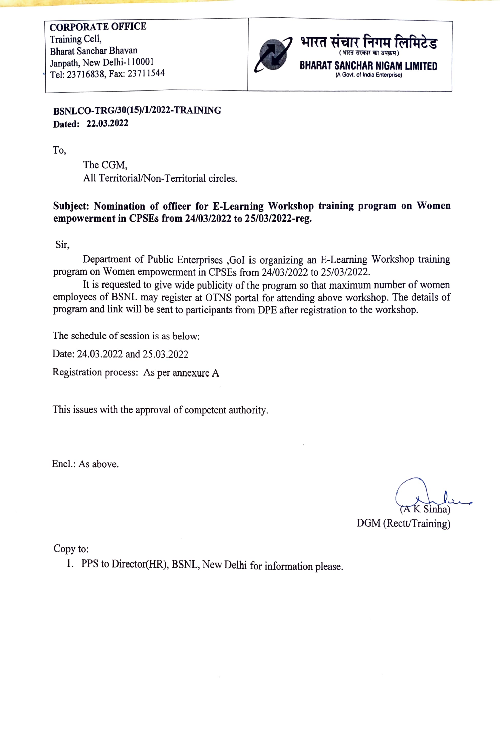| CORPORATE OFFICE<br>Training Cell,<br>Bharat Sanchar Bhavan<br>Janpath, New Delhi-110001<br>Tel: 23716838, Fax: 23711544 | भारत संचार निगम लिमिटेड<br>( भारत सरकार का उपक्रम)<br>**BHARAT SANCHAR NIGAM LIMITED**<br>(A Govt. of India Enterprise) |
|---|---|

**BSNLCO-TRG/30(15)/1/2022-TRAINING**
**Dated: 22.03.2022**

To,

The CGM,
All Territorial/Non-Territorial circles.

**Subject: Nomination of officer for E-Learning Workshop training program on Women empowerment in CPSEs from 24/03/2022 to 25/03/2022-reg.**

Sir,

Department of Public Enterprises ,GoI is organizing an E-Learning Workshop training program on Women empowerment in CPSEs from 24/03/2022 to 25/03/2022.

It is requested to give wide publicity of the program so that maximum number of women employees of BSNL may register at OTNS portal for attending above workshop. The details of program and link will be sent to participants from DPE after registration to the workshop.

The schedule of session is as below:

Date: 24.03.2022 and 25.03.2022

Registration process: As per annexure A

This issues with the approval of competent authority.

Encl.: As above.

(A K Sinha)
DGM (Rectt/Training)

Copy to:

1. PPS to Director(HR), BSNL, New Delhi for information please.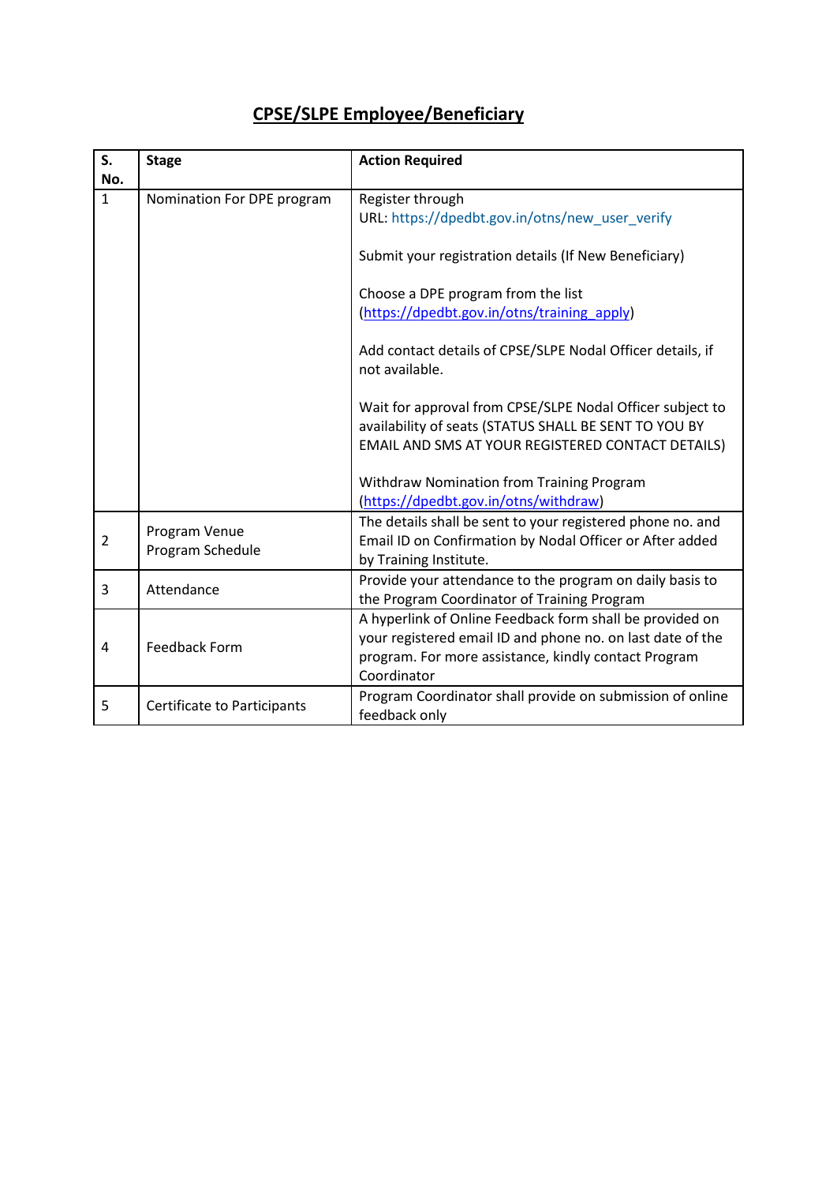# CPSE/SLPE Employee/Beneficiary

| S. No. | Stage | Action Required |
|---|---|---|
| 1 | Nomination For DPE program | Register through URL: https://dpedbt.gov.in/otns/new_user_verify<br><br>Submit your registration details (If New Beneficiary)<br><br>Choose a DPE program from the list (https://dpedbt.gov.in/otns/training_apply)<br><br>Add contact details of CPSE/SLPE Nodal Officer details, if not available.<br><br>Wait for approval from CPSE/SLPE Nodal Officer subject to availability of seats (STATUS SHALL BE SENT TO YOU BY EMAIL AND SMS AT YOUR REGISTERED CONTACT DETAILS)<br><br>Withdraw Nomination from Training Program (https://dpedbt.gov.in/otns/withdraw) |
| 2 | Program Venue<br>Program Schedule | The details shall be sent to your registered phone no. and Email ID on Confirmation by Nodal Officer or After added by Training Institute. |
| 3 | Attendance | Provide your attendance to the program on daily basis to the Program Coordinator of Training Program |
| 4 | Feedback Form | A hyperlink of Online Feedback form shall be provided on your registered email ID and phone no. on last date of the program. For more assistance, kindly contact Program Coordinator |
| 5 | Certificate to Participants | Program Coordinator shall provide on submission of online feedback only |